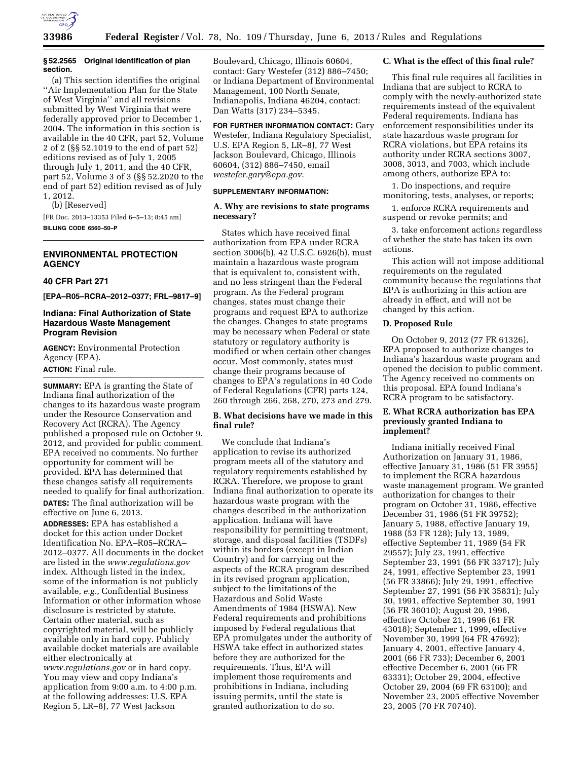**§ 52.2565 Original identification of plan section.**

(a) This section identifies the original ''Air Implementation Plan for the State of West Virginia'' and all revisions submitted by West Virginia that were federally approved prior to December 1, 2004. The information in this section is available in the 40 CFR, part 52, Volume 2 of 2 (§§ 52.1019 to the end of part 52) editions revised as of July 1, 2005 through July 1, 2011, and the 40 CFR, part 52, Volume 3 of 3 (§§ 52.2020 to the end of part 52) edition revised as of July 1, 2012.

(b) [Reserved]

[FR Doc. 2013–13353 Filed 6–5–13; 8:45 am]

**BILLING CODE 6560–50–P**

## ENVIRONMENTAL PROTECTION AGENCY

### 40 CFR Part 271

**[EPA–R05–RCRA–2012–0377; FRL–9817–9]**

### Indiana: Final Authorization of State Hazardous Waste Management Program Revision

**AGENCY:** Environmental Protection Agency (EPA).

**ACTION:** Final rule.

**SUMMARY:** EPA is granting the State of Indiana final authorization of the changes to its hazardous waste program under the Resource Conservation and Recovery Act (RCRA). The Agency published a proposed rule on October 9, 2012, and provided for public comment. EPA received no comments. No further opportunity for comment will be provided. EPA has determined that these changes satisfy all requirements needed to qualify for final authorization.

**DATES:** The final authorization will be effective on June 6, 2013.

**ADDRESSES:** EPA has established a docket for this action under Docket Identification No. EPA–R05–RCRA–2012–0377. All documents in the docket are listed in the *www.regulations.gov* index. Although listed in the index, some of the information is not publicly available, *e.g.,* Confidential Business Information or other information whose disclosure is restricted by statute. Certain other material, such as copyrighted material, will be publicly available only in hard copy. Publicly available docket materials are available either electronically at *www.regulations.gov* or in hard copy. You may view and copy Indiana's application from 9:00 a.m. to 4:00 p.m. at the following addresses: U.S. EPA Region 5, LR–8J, 77 West Jackson Boulevard, Chicago, Illinois 60604, contact: Gary Westefer (312) 886–7450; or Indiana Department of Environmental Management, 100 North Senate, Indianapolis, Indiana 46204, contact: Dan Watts (317) 234–5345.

**FOR FURTHER INFORMATION CONTACT:** Gary Westefer, Indiana Regulatory Specialist, U.S. EPA Region 5, LR–8J, 77 West Jackson Boulevard, Chicago, Illinois 60604, (312) 886–7450, email *westefer.gary@epa.gov*.

**SUPPLEMENTARY INFORMATION:**

#### A. Why are revisions to state programs necessary?

States which have received final authorization from EPA under RCRA section 3006(b), 42 U.S.C. 6926(b), must maintain a hazardous waste program that is equivalent to, consistent with, and no less stringent than the Federal program. As the Federal program changes, states must change their programs and request EPA to authorize the changes. Changes to state programs may be necessary when Federal or state statutory or regulatory authority is modified or when certain other changes occur. Most commonly, states must change their programs because of changes to EPA's regulations in 40 Code of Federal Regulations (CFR) parts 124, 260 through 266, 268, 270, 273 and 279.

#### B. What decisions have we made in this final rule?

We conclude that Indiana's application to revise its authorized program meets all of the statutory and regulatory requirements established by RCRA. Therefore, we propose to grant Indiana final authorization to operate its hazardous waste program with the changes described in the authorization application. Indiana will have responsibility for permitting treatment, storage, and disposal facilities (TSDFs) within its borders (except in Indian Country) and for carrying out the aspects of the RCRA program described in its revised program application, subject to the limitations of the Hazardous and Solid Waste Amendments of 1984 (HSWA). New Federal requirements and prohibitions imposed by Federal regulations that EPA promulgates under the authority of HSWA take effect in authorized states before they are authorized for the requirements. Thus, EPA will implement those requirements and prohibitions in Indiana, including issuing permits, until the state is granted authorization to do so.

#### C. What is the effect of this final rule?

This final rule requires all facilities in Indiana that are subject to RCRA to comply with the newly-authorized state requirements instead of the equivalent Federal requirements. Indiana has enforcement responsibilities under its state hazardous waste program for RCRA violations, but EPA retains its authority under RCRA sections 3007, 3008, 3013, and 7003, which include among others, authorize EPA to:

1. Do inspections, and require monitoring, tests, analyses, or reports;

1. enforce RCRA requirements and suspend or revoke permits; and

3. take enforcement actions regardless of whether the state has taken its own actions.

This action will not impose additional requirements on the regulated community because the regulations that EPA is authorizing in this action are already in effect, and will not be changed by this action.

#### D. Proposed Rule

On October 9, 2012 (77 FR 61326), EPA proposed to authorize changes to Indiana's hazardous waste program and opened the decision to public comment. The Agency received no comments on this proposal. EPA found Indiana's RCRA program to be satisfactory.

#### E. What RCRA authorization has EPA previously granted Indiana to implement?

Indiana initially received Final Authorization on January 31, 1986, effective January 31, 1986 (51 FR 3955) to implement the RCRA hazardous waste management program. We granted authorization for changes to their program on October 31, 1986, effective December 31, 1986 (51 FR 39752); January 5, 1988, effective January 19, 1988 (53 FR 128); July 13, 1989, effective September 11, 1989 (54 FR 29557); July 23, 1991, effective September 23, 1991 (56 FR 33717); July 24, 1991, effective September 23, 1991 (56 FR 33866); July 29, 1991, effective September 27, 1991 (56 FR 35831); July 30, 1991, effective September 30, 1991 (56 FR 36010); August 20, 1996, effective October 21, 1996 (61 FR 43018); September 1, 1999, effective November 30, 1999 (64 FR 47692); January 4, 2001, effective January 4, 2001 (66 FR 733); December 6, 2001 effective December 6, 2001 (66 FR 63331); October 29, 2004, effective October 29, 2004 (69 FR 63100); and November 23, 2005 effective November 23, 2005 (70 FR 70740).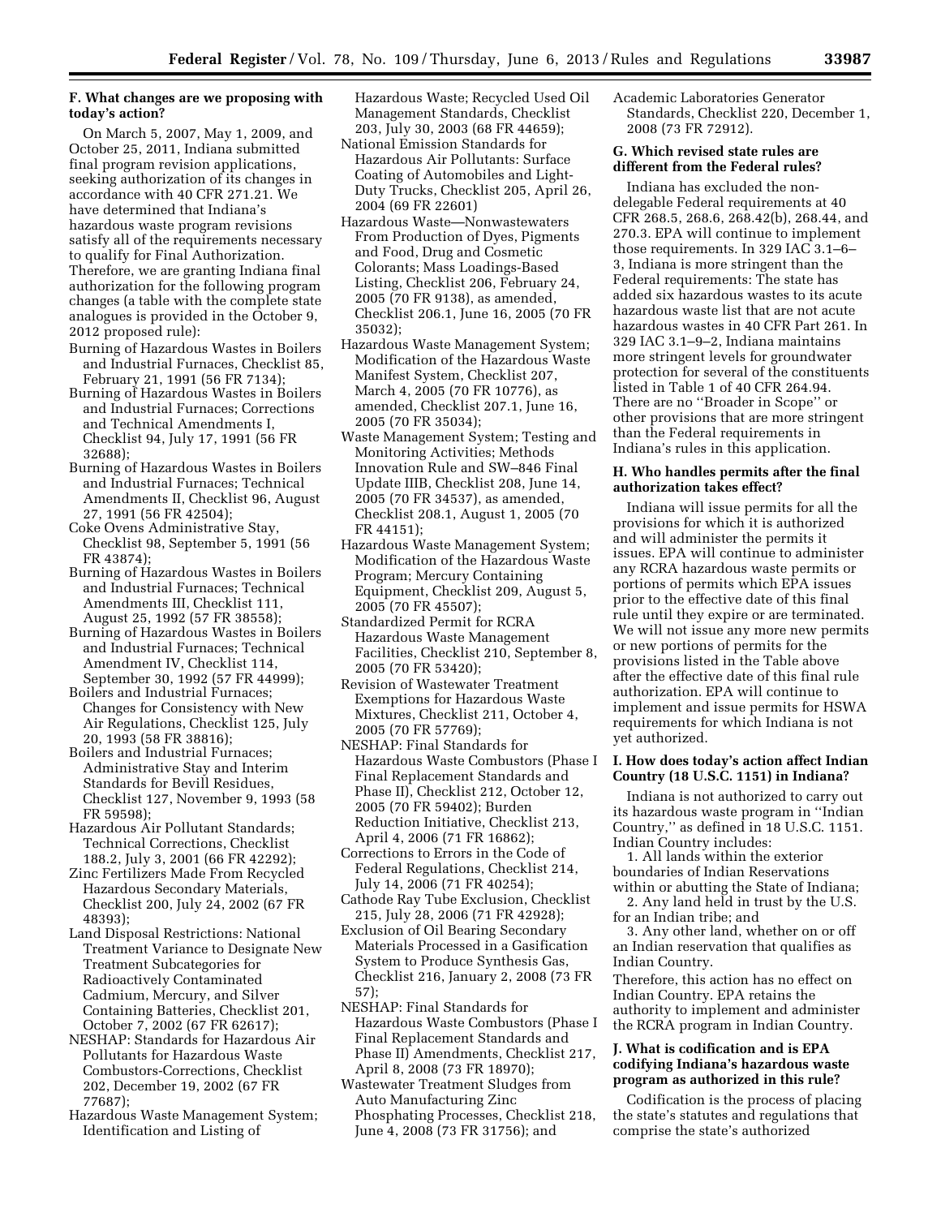### F. What changes are we proposing with today's action?

On March 5, 2007, May 1, 2009, and October 25, 2011, Indiana submitted final program revision applications, seeking authorization of its changes in accordance with 40 CFR 271.21. We have determined that Indiana's hazardous waste program revisions satisfy all of the requirements necessary to qualify for Final Authorization. Therefore, we are granting Indiana final authorization for the following program changes (a table with the complete state analogues is provided in the October 9, 2012 proposed rule):

Burning of Hazardous Wastes in Boilers and Industrial Furnaces, Checklist 85, February 21, 1991 (56 FR 7134);
Burning of Hazardous Wastes in Boilers and Industrial Furnaces; Corrections and Technical Amendments I, Checklist 94, July 17, 1991 (56 FR 32688);
Burning of Hazardous Wastes in Boilers and Industrial Furnaces; Technical Amendments II, Checklist 96, August 27, 1991 (56 FR 42504);
Coke Ovens Administrative Stay, Checklist 98, September 5, 1991 (56 FR 43874);
Burning of Hazardous Wastes in Boilers and Industrial Furnaces; Technical Amendments III, Checklist 111, August 25, 1992 (57 FR 38558);
Burning of Hazardous Wastes in Boilers and Industrial Furnaces; Technical Amendment IV, Checklist 114, September 30, 1992 (57 FR 44999);
Boilers and Industrial Furnaces; Changes for Consistency with New Air Regulations, Checklist 125, July 20, 1993 (58 FR 38816);
Boilers and Industrial Furnaces; Administrative Stay and Interim Standards for Bevill Residues, Checklist 127, November 9, 1993 (58 FR 59598);
Hazardous Air Pollutant Standards; Technical Corrections, Checklist 188.2, July 3, 2001 (66 FR 42292);
Zinc Fertilizers Made From Recycled Hazardous Secondary Materials, Checklist 200, July 24, 2002 (67 FR 48393);
Land Disposal Restrictions: National Treatment Variance to Designate New Treatment Subcategories for Radioactively Contaminated Cadmium, Mercury, and Silver Containing Batteries, Checklist 201, October 7, 2002 (67 FR 62617);
NESHAP: Standards for Hazardous Air Pollutants for Hazardous Waste Combustors-Corrections, Checklist 202, December 19, 2002 (67 FR 77687);
Hazardous Waste Management System; Identification and Listing of Hazardous Waste; Recycled Used Oil Management Standards, Checklist 203, July 30, 2003 (68 FR 44659);
National Emission Standards for Hazardous Air Pollutants: Surface Coating of Automobiles and Light-Duty Trucks, Checklist 205, April 26, 2004 (69 FR 22601)
Hazardous Waste—Nonwastewaters From Production of Dyes, Pigments and Food, Drug and Cosmetic Colorants; Mass Loadings-Based Listing, Checklist 206, February 24, 2005 (70 FR 9138), as amended, Checklist 206.1, June 16, 2005 (70 FR 35032);
Hazardous Waste Management System; Modification of the Hazardous Waste Manifest System, Checklist 207, March 4, 2005 (70 FR 10776), as amended, Checklist 207.1, June 16, 2005 (70 FR 35034);
Waste Management System; Testing and Monitoring Activities; Methods Innovation Rule and SW–846 Final Update IIIB, Checklist 208, June 14, 2005 (70 FR 34537), as amended, Checklist 208.1, August 1, 2005 (70 FR 44151);
Hazardous Waste Management System; Modification of the Hazardous Waste Program; Mercury Containing Equipment, Checklist 209, August 5, 2005 (70 FR 45507);
Standardized Permit for RCRA Hazardous Waste Management Facilities, Checklist 210, September 8, 2005 (70 FR 53420);
Revision of Wastewater Treatment Exemptions for Hazardous Waste Mixtures, Checklist 211, October 4, 2005 (70 FR 57769);
NESHAP: Final Standards for Hazardous Waste Combustors (Phase I Final Replacement Standards and Phase II), Checklist 212, October 12, 2005 (70 FR 59402); Burden Reduction Initiative, Checklist 213, April 4, 2006 (71 FR 16862);
Corrections to Errors in the Code of Federal Regulations, Checklist 214, July 14, 2006 (71 FR 40254);
Cathode Ray Tube Exclusion, Checklist 215, July 28, 2006 (71 FR 42928);
Exclusion of Oil Bearing Secondary Materials Processed in a Gasification System to Produce Synthesis Gas, Checklist 216, January 2, 2008 (73 FR 57);
NESHAP: Final Standards for Hazardous Waste Combustors (Phase I Final Replacement Standards and Phase II) Amendments, Checklist 217, April 8, 2008 (73 FR 18970);
Wastewater Treatment Sludges from Auto Manufacturing Zinc Phosphating Processes, Checklist 218, June 4, 2008 (73 FR 31756); and
Academic Laboratories Generator Standards, Checklist 220, December 1, 2008 (73 FR 72912).

### G. Which revised state rules are different from the Federal rules?

Indiana has excluded the non-delegable Federal requirements at 40 CFR 268.5, 268.6, 268.42(b), 268.44, and 270.3. EPA will continue to implement those requirements. In 329 IAC 3.1–6–3, Indiana is more stringent than the Federal requirements: The state has added six hazardous wastes to its acute hazardous waste list that are not acute hazardous wastes in 40 CFR Part 261. In 329 IAC 3.1–9–2, Indiana maintains more stringent levels for groundwater protection for several of the constituents listed in Table 1 of 40 CFR 264.94. There are no ''Broader in Scope'' or other provisions that are more stringent than the Federal requirements in Indiana's rules in this application.

### H. Who handles permits after the final authorization takes effect?

Indiana will issue permits for all the provisions for which it is authorized and will administer the permits it issues. EPA will continue to administer any RCRA hazardous waste permits or portions of permits which EPA issues prior to the effective date of this final rule until they expire or are terminated. We will not issue any more new permits or new portions of permits for the provisions listed in the Table above after the effective date of this final rule authorization. EPA will continue to implement and issue permits for HSWA requirements for which Indiana is not yet authorized.

### I. How does today's action affect Indian Country (18 U.S.C. 1151) in Indiana?

Indiana is not authorized to carry out its hazardous waste program in ''Indian Country,'' as defined in 18 U.S.C. 1151. Indian Country includes:

1. All lands within the exterior boundaries of Indian Reservations within or abutting the State of Indiana;
2. Any land held in trust by the U.S. for an Indian tribe; and
3. Any other land, whether on or off an Indian reservation that qualifies as Indian Country.

Therefore, this action has no effect on Indian Country. EPA retains the authority to implement and administer the RCRA program in Indian Country.

### J. What is codification and is EPA codifying Indiana's hazardous waste program as authorized in this rule?

Codification is the process of placing the state's statutes and regulations that comprise the state's authorized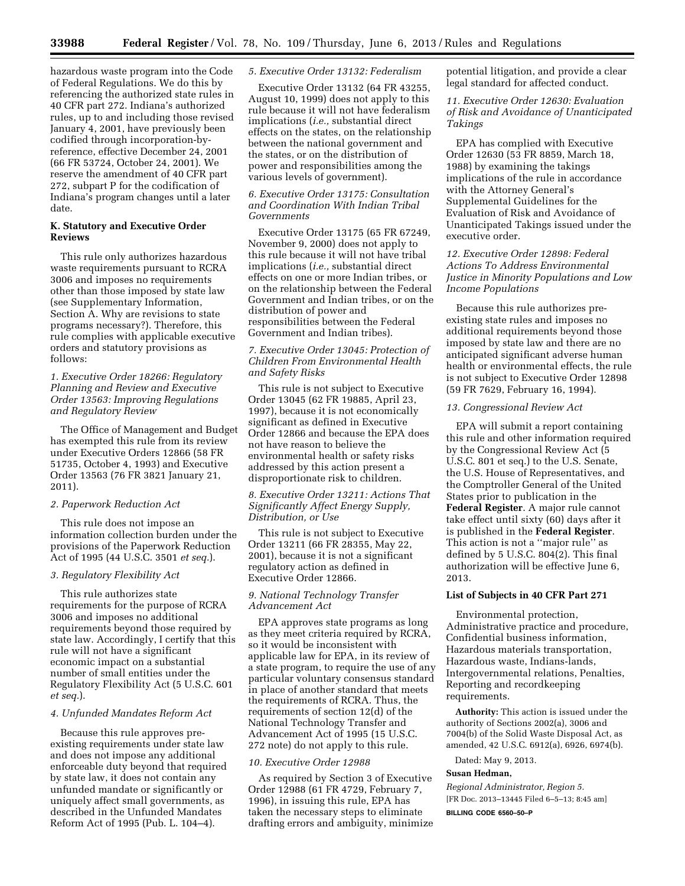hazardous waste program into the Code of Federal Regulations. We do this by referencing the authorized state rules in 40 CFR part 272. Indiana's authorized rules, up to and including those revised January 4, 2001, have previously been codified through incorporation-by-reference, effective December 24, 2001 (66 FR 53724, October 24, 2001). We reserve the amendment of 40 CFR part 272, subpart P for the codification of Indiana's program changes until a later date.

## K. Statutory and Executive Order Reviews

This rule only authorizes hazardous waste requirements pursuant to RCRA 3006 and imposes no requirements other than those imposed by state law (see Supplementary Information, Section A. Why are revisions to state programs necessary?). Therefore, this rule complies with applicable executive orders and statutory provisions as follows:

### *1. Executive Order 18266: Regulatory Planning and Review and Executive Order 13563: Improving Regulations and Regulatory Review*

The Office of Management and Budget has exempted this rule from its review under Executive Orders 12866 (58 FR 51735, October 4, 1993) and Executive Order 13563 (76 FR 3821 January 21, 2011).

### *2. Paperwork Reduction Act*

This rule does not impose an information collection burden under the provisions of the Paperwork Reduction Act of 1995 (44 U.S.C. 3501 *et seq.*).

### *3. Regulatory Flexibility Act*

This rule authorizes state requirements for the purpose of RCRA 3006 and imposes no additional requirements beyond those required by state law. Accordingly, I certify that this rule will not have a significant economic impact on a substantial number of small entities under the Regulatory Flexibility Act (5 U.S.C. 601 *et seq.*).

### *4. Unfunded Mandates Reform Act*

Because this rule approves pre-existing requirements under state law and does not impose any additional enforceable duty beyond that required by state law, it does not contain any unfunded mandate or significantly or uniquely affect small governments, as described in the Unfunded Mandates Reform Act of 1995 (Pub. L. 104–4).

### *5. Executive Order 13132: Federalism*

Executive Order 13132 (64 FR 43255, August 10, 1999) does not apply to this rule because it will not have federalism implications (*i.e.,* substantial direct effects on the states, on the relationship between the national government and the states, or on the distribution of power and responsibilities among the various levels of government).

### *6. Executive Order 13175: Consultation and Coordination With Indian Tribal Governments*

Executive Order 13175 (65 FR 67249, November 9, 2000) does not apply to this rule because it will not have tribal implications (*i.e.,* substantial direct effects on one or more Indian tribes, or on the relationship between the Federal Government and Indian tribes, or on the distribution of power and responsibilities between the Federal Government and Indian tribes).

### *7. Executive Order 13045: Protection of Children From Environmental Health and Safety Risks*

This rule is not subject to Executive Order 13045 (62 FR 19885, April 23, 1997), because it is not economically significant as defined in Executive Order 12866 and because the EPA does not have reason to believe the environmental health or safety risks addressed by this action present a disproportionate risk to children.

### *8. Executive Order 13211: Actions That Significantly Affect Energy Supply, Distribution, or Use*

This rule is not subject to Executive Order 13211 (66 FR 28355, May 22, 2001), because it is not a significant regulatory action as defined in Executive Order 12866.

### *9. National Technology Transfer Advancement Act*

EPA approves state programs as long as they meet criteria required by RCRA, so it would be inconsistent with applicable law for EPA, in its review of a state program, to require the use of any particular voluntary consensus standard in place of another standard that meets the requirements of RCRA. Thus, the requirements of section 12(d) of the National Technology Transfer and Advancement Act of 1995 (15 U.S.C. 272 note) do not apply to this rule.

### *10. Executive Order 12988*

As required by Section 3 of Executive Order 12988 (61 FR 4729, February 7, 1996), in issuing this rule, EPA has taken the necessary steps to eliminate drafting errors and ambiguity, minimize potential litigation, and provide a clear legal standard for affected conduct.

### *11. Executive Order 12630: Evaluation of Risk and Avoidance of Unanticipated Takings*

EPA has complied with Executive Order 12630 (53 FR 8859, March 18, 1988) by examining the takings implications of the rule in accordance with the Attorney General's Supplemental Guidelines for the Evaluation of Risk and Avoidance of Unanticipated Takings issued under the executive order.

### *12. Executive Order 12898: Federal Actions To Address Environmental Justice in Minority Populations and Low Income Populations*

Because this rule authorizes pre-existing state rules and imposes no additional requirements beyond those imposed by state law and there are no anticipated significant adverse human health or environmental effects, the rule is not subject to Executive Order 12898 (59 FR 7629, February 16, 1994).

### *13. Congressional Review Act*

EPA will submit a report containing this rule and other information required by the Congressional Review Act (5 U.S.C. 801 et seq.) to the U.S. Senate, the U.S. House of Representatives, and the Comptroller General of the United States prior to publication in the **Federal Register**. A major rule cannot take effect until sixty (60) days after it is published in the **Federal Register**. This action is not a ''major rule'' as defined by 5 U.S.C. 804(2). This final authorization will be effective June 6, 2013.

## List of Subjects in 40 CFR Part 271

Environmental protection, Administrative practice and procedure, Confidential business information, Hazardous materials transportation, Hazardous waste, Indians-lands, Intergovernmental relations, Penalties, Reporting and recordkeeping requirements.

**Authority:** This action is issued under the authority of Sections 2002(a), 3006 and 7004(b) of the Solid Waste Disposal Act, as amended, 42 U.S.C. 6912(a), 6926, 6974(b).

Dated: May 9, 2013.

**Susan Hedman,**

*Regional Administrator, Region 5.*

[FR Doc. 2013–13445 Filed 6–5–13; 8:45 am]

**BILLING CODE 6560–50–P**